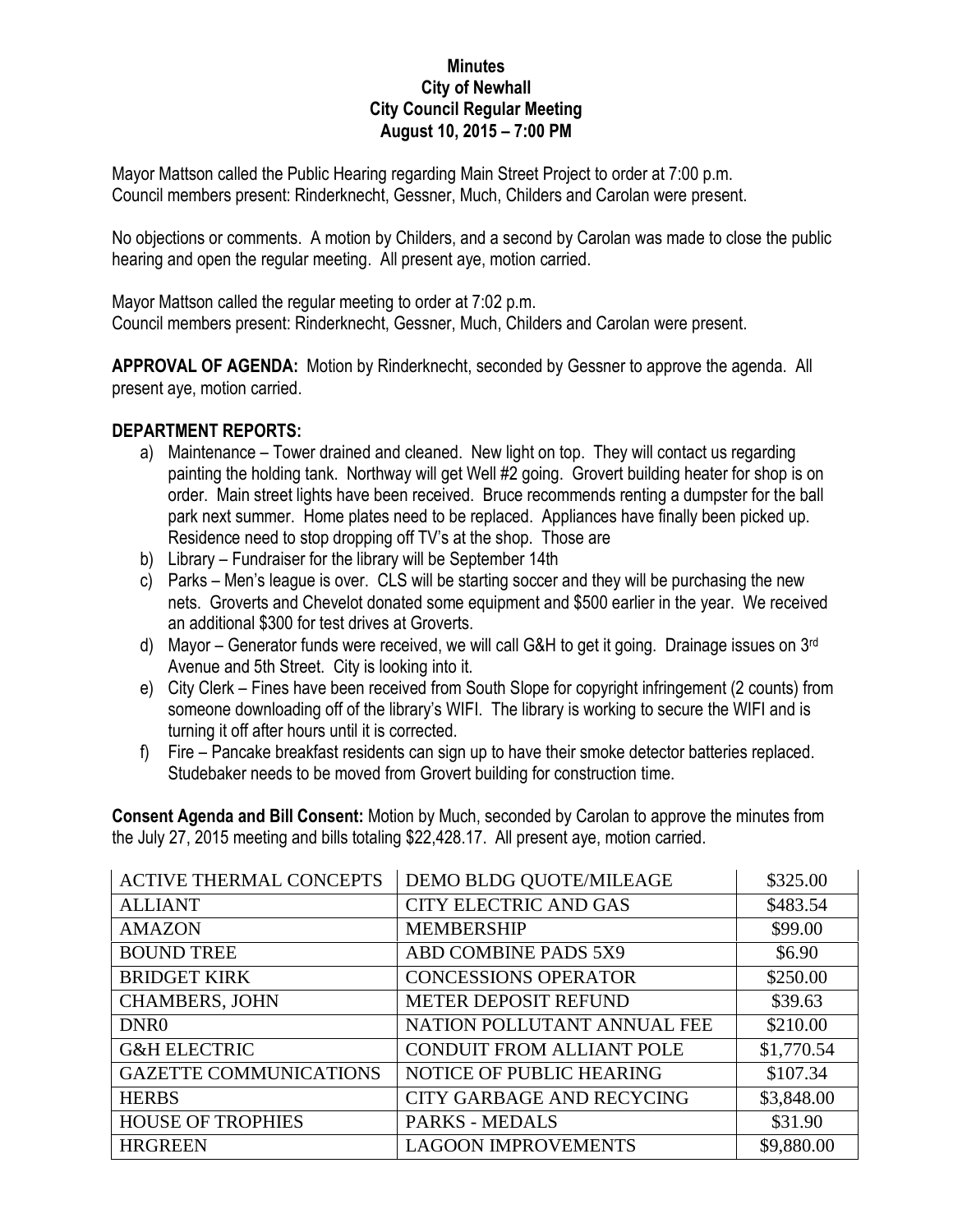**Minutes**
**City of Newhall**
**City Council Regular Meeting**
**August 10, 2015 – 7:00 PM**

Mayor Mattson called the Public Hearing regarding Main Street Project to order at 7:00 p.m.
Council members present: Rinderknecht, Gessner, Much, Childers and Carolan were present.

No objections or comments. A motion by Childers, and a second by Carolan was made to close the public hearing and open the regular meeting. All present aye, motion carried.

Mayor Mattson called the regular meeting to order at 7:02 p.m.
Council members present: Rinderknecht, Gessner, Much, Childers and Carolan were present.

**APPROVAL OF AGENDA:** Motion by Rinderknecht, seconded by Gessner to approve the agenda. All present aye, motion carried.

**DEPARTMENT REPORTS:**

a) Maintenance – Tower drained and cleaned. New light on top. They will contact us regarding painting the holding tank. Northway will get Well #2 going. Grovert building heater for shop is on order. Main street lights have been received. Bruce recommends renting a dumpster for the ball park next summer. Home plates need to be replaced. Appliances have finally been picked up. Residence need to stop dropping off TV's at the shop. Those are
b) Library – Fundraiser for the library will be September 14th
c) Parks – Men's league is over. CLS will be starting soccer and they will be purchasing the new nets. Groverts and Chevelot donated some equipment and $500 earlier in the year. We received an additional $300 for test drives at Groverts.
d) Mayor – Generator funds were received, we will call G&H to get it going. Drainage issues on 3rd Avenue and 5th Street. City is looking into it.
e) City Clerk – Fines have been received from South Slope for copyright infringement (2 counts) from someone downloading off of the library's WIFI. The library is working to secure the WIFI and is turning it off after hours until it is corrected.
f) Fire – Pancake breakfast residents can sign up to have their smoke detector batteries replaced. Studebaker needs to be moved from Grovert building for construction time.

**Consent Agenda and Bill Consent:** Motion by Much, seconded by Carolan to approve the minutes from the July 27, 2015 meeting and bills totaling $22,428.17. All present aye, motion carried.

| | | |
|---|---|---|
| ACTIVE THERMAL CONCEPTS | DEMO BLDG QUOTE/MILEAGE | $325.00 |
| ALLIANT | CITY ELECTRIC AND GAS | $483.54 |
| AMAZON | MEMBERSHIP | $99.00 |
| BOUND TREE | ABD COMBINE PADS 5X9 | $6.90 |
| BRIDGET KIRK | CONCESSIONS OPERATOR | $250.00 |
| CHAMBERS, JOHN | METER DEPOSIT REFUND | $39.63 |
| DNR0 | NATION POLLUTANT ANNUAL FEE | $210.00 |
| G&H ELECTRIC | CONDUIT FROM ALLIANT POLE | $1,770.54 |
| GAZETTE COMMUNICATIONS | NOTICE OF PUBLIC HEARING | $107.34 |
| HERBS | CITY GARBAGE AND RECYCING | $3,848.00 |
| HOUSE OF TROPHIES | PARKS - MEDALS | $31.90 |
| HRGREEN | LAGOON IMPROVEMENTS | $9,880.00 |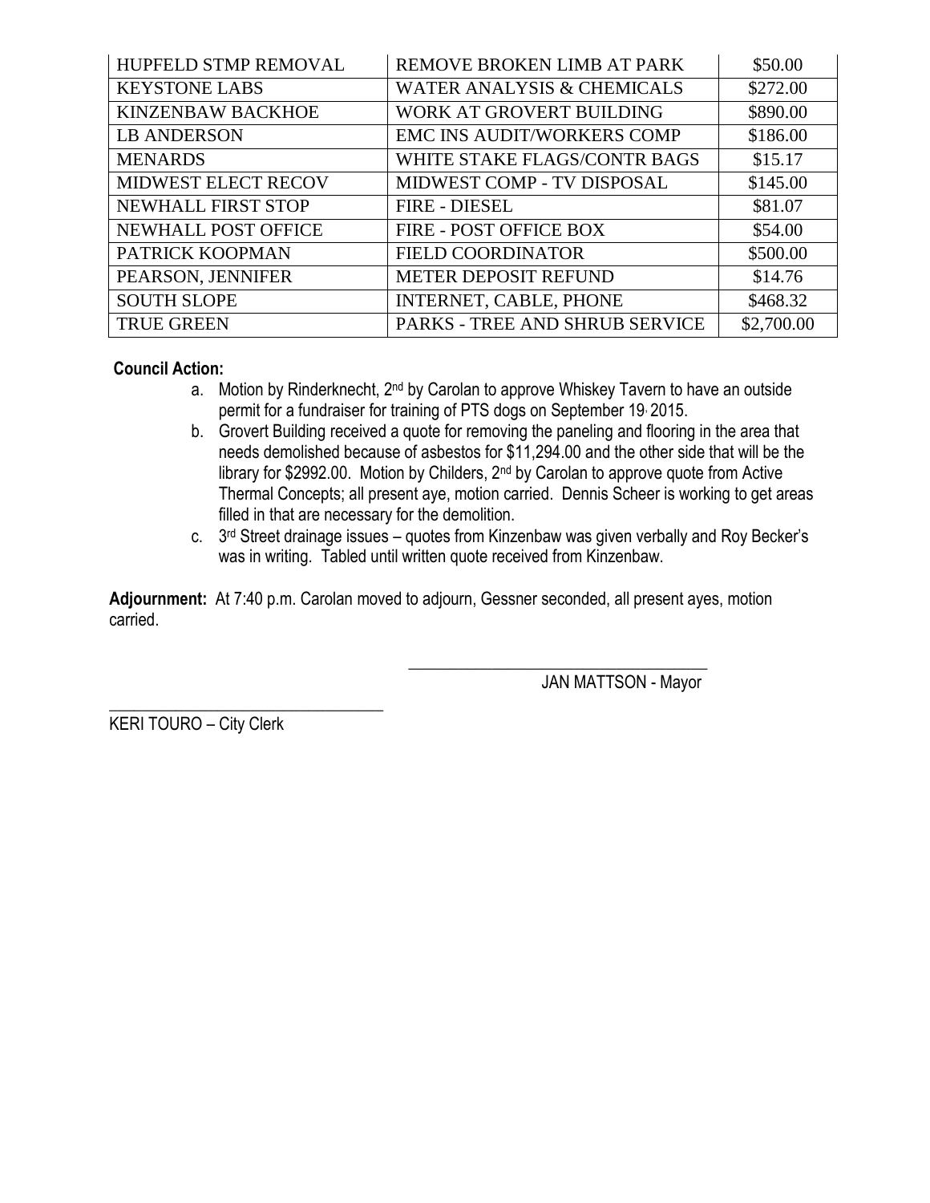| | | |
|---|---|---|
| HUPFELD STMP REMOVAL | REMOVE BROKEN LIMB AT PARK | \$50.00 |
| KEYSTONE LABS | WATER ANALYSIS & CHEMICALS | \$272.00 |
| KINZENBAW BACKHOE | WORK AT GROVERT BUILDING | \$890.00 |
| LB ANDERSON | EMC INS AUDIT/WORKERS COMP | \$186.00 |
| MENARDS | WHITE STAKE FLAGS/CONTR BAGS | \$15.17 |
| MIDWEST ELECT RECOV | MIDWEST COMP - TV DISPOSAL | \$145.00 |
| NEWHALL FIRST STOP | FIRE - DIESEL | \$81.07 |
| NEWHALL POST OFFICE | FIRE - POST OFFICE BOX | \$54.00 |
| PATRICK KOOPMAN | FIELD COORDINATOR | \$500.00 |
| PEARSON, JENNIFER | METER DEPOSIT REFUND | \$14.76 |
| SOUTH SLOPE | INTERNET, CABLE, PHONE | \$468.32 |
| TRUE GREEN | PARKS - TREE AND SHRUB SERVICE | \$2,700.00 |

**Council Action:**

a. Motion by Rinderknecht, 2nd by Carolan to approve Whiskey Tavern to have an outside permit for a fundraiser for training of PTS dogs on September 19, 2015.
b. Grovert Building received a quote for removing the paneling and flooring in the area that needs demolished because of asbestos for \$11,294.00 and the other side that will be the library for \$2992.00. Motion by Childers, 2nd by Carolan to approve quote from Active Thermal Concepts; all present aye, motion carried. Dennis Scheer is working to get areas filled in that are necessary for the demolition.
c. 3rd Street drainage issues – quotes from Kinzenbaw was given verbally and Roy Becker's was in writing. Tabled until written quote received from Kinzenbaw.

**Adjournment:** At 7:40 p.m. Carolan moved to adjourn, Gessner seconded, all present ayes, motion carried.

\_\_\_\_\_\_\_\_\_\_\_\_\_\_\_\_\_\_\_\_\_\_\_\_\_\_\_\_\_\_\_\_\_\_\_\_
JAN MATTSON - Mayor

\_\_\_\_\_\_\_\_\_\_\_\_\_\_\_\_\_\_\_\_\_\_\_\_\_\_\_\_\_\_\_\_\_\_\_\_
KERI TOURO – City Clerk